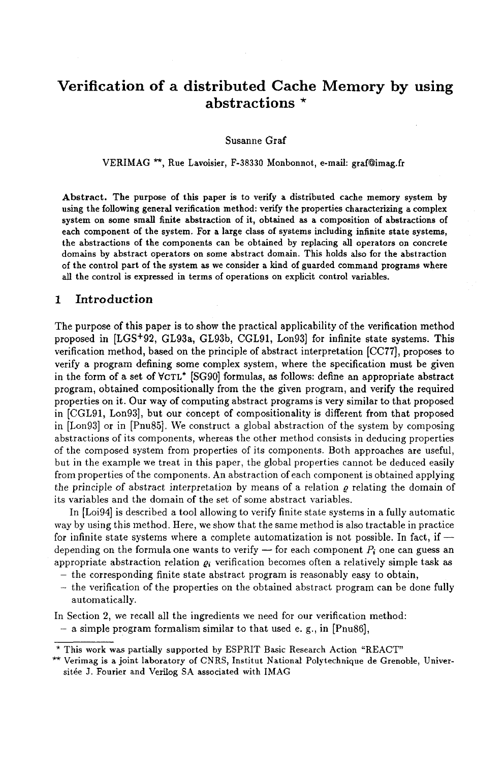# Verification of a distributed Cache Memory by using abstractions *

Susanne Graf

VERIMAG **, Rue Lavoisier, F-38330 Monbonnot, e-mail: graf@imag.fr

**Abstract.** The purpose of this paper is to verify a distributed cache memory system by using the following general verification method: verify the properties characterizing a complex system on some small finite abstraction of it, obtained as a composition of abstractions of each component of the system. For a large class of systems including infinite state systems, the abstractions of the components can be obtained by replacing all operators on concrete domains by abstract operators on some abstract domain. This holds also for the abstraction of the control part of the system as we consider a kind of guarded command programs where all the control is expressed in terms of operations on explicit control variables.

## 1 Introduction

The purpose of this paper is to show the practical applicability of the verification method proposed in [LGS+92, GL93a, GL93b, CGL91, Lon93] for infinite state systems. This verification method, based on the principle of abstract interpretation [CC77], proposes to verify a program defining some complex system, where the specification must be given in the form of a set of $\forall$CTL* [SG90] formulas, as follows: define an appropriate abstract program, obtained compositionally from the the given program, and verify the required properties on it. Our way of computing abstract programs is very similar to that proposed in [CGL91, Lon93], but our concept of compositionality is different from that proposed in [Lon93] or in [Pnu85]. We construct a global abstraction of the system by composing abstractions of its components, whereas the other method consists in deducing properties of the composed system from properties of its components. Both approaches are useful, but in the example we treat in this paper, the global properties cannot be deduced easily from properties of the components. An abstraction of each component is obtained applying the *principle of abstract interpretation* by means of a relation $\varrho$ relating the domain of its variables and the domain of the set of some abstract variables.

In [Loi94] is described a tool allowing to verify finite state systems in a fully automatic way by using this method. Here, we show that the same method is also tractable in practice for infinite state systems where a complete automatization is not possible. In fact, if — depending on the formula one wants to verify — for each component $P_i$ one can guess an appropriate abstraction relation $\varrho_i$ verification becomes often a relatively simple task as

- the corresponding finite state abstract program is reasonably easy to obtain,
- the verification of the properties on the obtained abstract program can be done fully automatically.

In Section 2, we recall all the ingredients we need for our verification method:

- a simple program formalism similar to that used e. g., in [Pnu86],

---

* This work was partially supported by ESPRIT Basic Research Action "REACT"

** Verimag is a joint laboratory of CNRS, Institut National Polytechnique de Grenoble, Universitée J. Fourier and Verilog SA associated with IMAG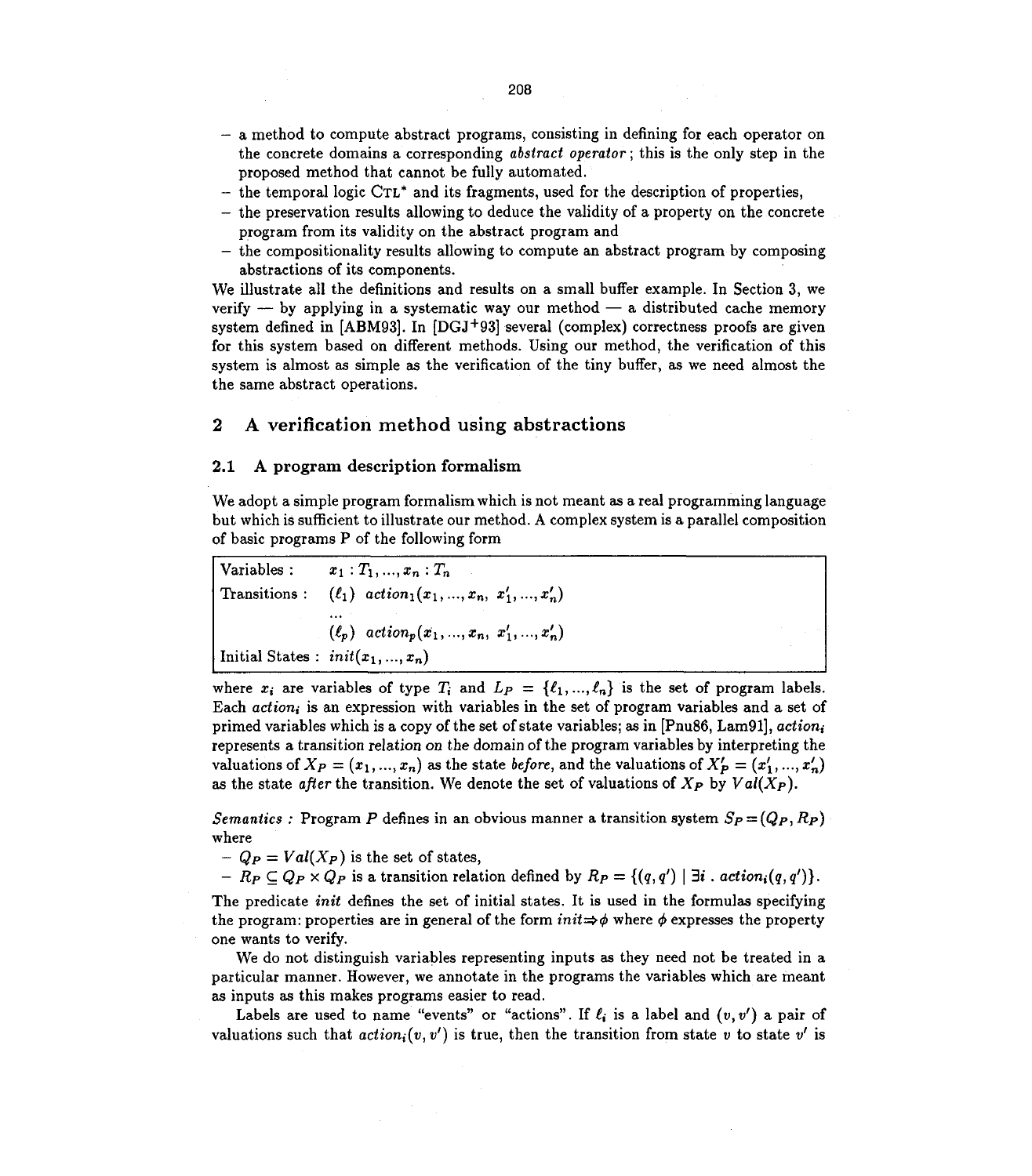- a method to compute abstract programs, consisting in defining for each operator on the concrete domains a corresponding *abstract operator*; this is the only step in the proposed method that cannot be fully automated.
- the temporal logic $\text{CTL}^*$ and its fragments, used for the description of properties,
- the preservation results allowing to deduce the validity of a property on the concrete program from its validity on the abstract program and
- the compositionality results allowing to compute an abstract program by composing abstractions of its components.

We illustrate all the definitions and results on a small buffer example. In Section 3, we verify — by applying in a systematic way our method — a distributed cache memory system defined in [ABM93]. In [DGJ+93] several (complex) correctness proofs are given for this system based on different methods. Using our method, the verification of this system is almost as simple as the verification of the tiny buffer, as we need almost the the same abstract operations.

## 2 A verification method using abstractions

### 2.1 A program description formalism

We adopt a simple program formalism which is not meant as a real programming language but which is sufficient to illustrate our method. A complex system is a parallel composition of basic programs P of the following form

| | |
|---|---|
| Variables : | $x_1 : T_1, ..., x_n : T_n$ |
| Transitions : | $(\ell_1)\ action_1(x_1, ..., x_n,\ x'_1, ..., x'_n)$ |
| | ... |
| | $(\ell_p)\ action_p(x_1, ..., x_n,\ x'_1, ..., x'_n)$ |
| Initial States : | $init(x_1, ..., x_n)$ |

where $x_i$ are variables of type $T_i$ and $L_P = \{\ell_1, ..., \ell_n\}$ is the set of program labels. Each $action_i$ is an expression with variables in the set of program variables and a set of primed variables which is a copy of the set of state variables; as in [Pnu86, Lam91], $action_i$ represents a transition relation on the domain of the program variables by interpreting the valuations of $X_P = (x_1, ..., x_n)$ as the state *before*, and the valuations of $X'_P = (x'_1, ..., x'_n)$ as the state *after* the transition. We denote the set of valuations of $X_P$ by $Val(X_P)$.

*Semantics :* Program $P$ defines in an obvious manner a transition system $S_P = (Q_P, R_P)$ where

- $Q_P = Val(X_P)$ is the set of states,
- $R_P \subseteq Q_P \times Q_P$ is a transition relation defined by $R_P = \{(q, q') \mid \exists i \,.\, action_i(q, q')\}$.

The predicate *init* defines the set of initial states. It is used in the formulas specifying the program: properties are in general of the form $init \Rightarrow \phi$ where $\phi$ expresses the property one wants to verify.

We do not distinguish variables representing inputs as they need not be treated in a particular manner. However, we annotate in the programs the variables which are meant as inputs as this makes programs easier to read.

Labels are used to name "events" or "actions". If $\ell_i$ is a label and $(v, v')$ a pair of valuations such that $action_i(v, v')$ is true, then the transition from state $v$ to state $v'$ is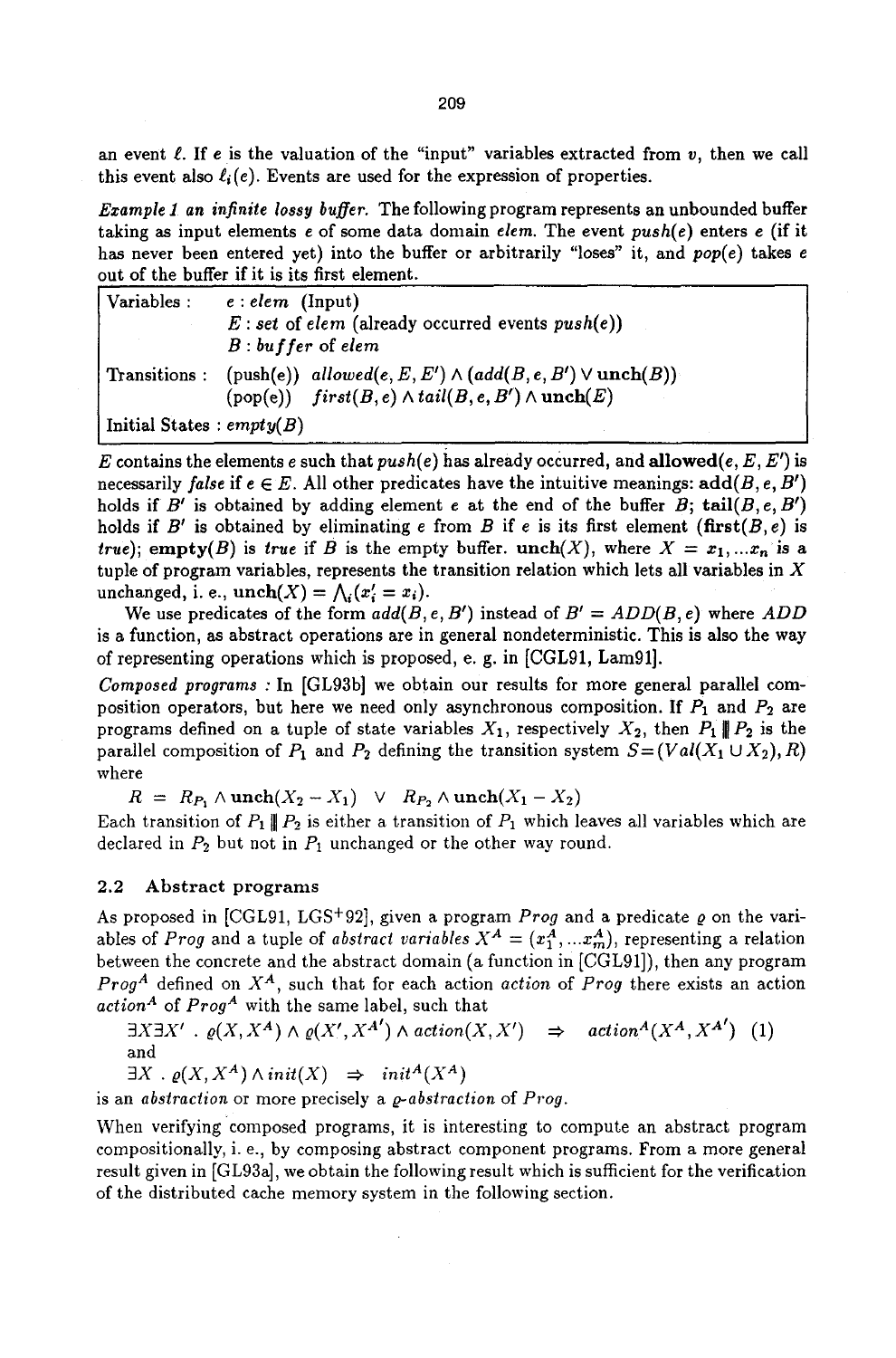an event $\ell$. If $e$ is the valuation of the "input" variables extracted from $v$, then we call this event also $\ell_i(e)$. Events are used for the expression of properties.

*Example 1 an infinite lossy buffer.* The following program represents an unbounded buffer taking as input elements $e$ of some data domain *elem*. The event *push(e)* enters $e$ (if it has never been entered yet) into the buffer or arbitrarily "loses" it, and *pop(e)* takes $e$ out of the buffer if it is its first element.

| | |
|---|---|
| Variables : | $e$ : *elem* (Input) |
| | $E$ : *set* of *elem* (already occurred events *push(e)*) |
| | $B$ : *buffer* of *elem* |
| Transitions : | (push(e)) $allowed(e, E, E') \wedge (add(B, e, B') \vee \mathbf{unch}(B))$ |
| | (pop(e)) $first(B, e) \wedge tail(B, e, B') \wedge \mathbf{unch}(E)$ |
| Initial States : $empty(B)$ | |

$E$ contains the elements $e$ such that *push(e)* has already occurred, and $\mathbf{allowed}(e, E, E')$ is necessarily *false* if $e \in E$. All other predicates have the intuitive meanings: $\mathbf{add}(B, e, B')$ holds if $B'$ is obtained by adding element $e$ at the end of the buffer $B$; $\mathbf{tail}(B, e, B')$ holds if $B'$ is obtained by eliminating $e$ from $B$ if $e$ is its first element ($\mathbf{first}(B, e)$ is *true*); $\mathbf{empty}(B)$ is *true* if $B$ is the empty buffer. $\mathbf{unch}(X)$, where $X = x_1, ...x_n$ is a tuple of program variables, represents the transition relation which lets all variables in $X$ unchanged, i. e., $\mathbf{unch}(X) = \bigwedge_i (x_i' = x_i)$.

We use predicates of the form $add(B, e, B')$ instead of $B' = ADD(B, e)$ where $ADD$ is a function, as abstract operations are in general nondeterministic. This is also the way of representing operations which is proposed, e. g. in [CGL91, Lam91].

*Composed programs :* In [GL93b] we obtain our results for more general parallel composition operators, but here we need only asynchronous composition. If $P_1$ and $P_2$ are programs defined on a tuple of state variables $X_1$, respectively $X_2$, then $P_1 \,|\!|\!|\, P_2$ is the parallel composition of $P_1$ and $P_2$ defining the transition system $S = (Val(X_1 \cup X_2), R)$ where

$$R \;=\; R_{P_1} \wedge \mathbf{unch}(X_2 - X_1) \;\;\vee\;\; R_{P_2} \wedge \mathbf{unch}(X_1 - X_2)$$

Each transition of $P_1 \,|\!|\!|\, P_2$ is either a transition of $P_1$ which leaves all variables which are declared in $P_2$ but not in $P_1$ unchanged or the other way round.

### 2.2 Abstract programs

As proposed in [CGL91, LGS+92], given a program *Prog* and a predicate $\varrho$ on the variables of *Prog* and a tuple of *abstract variables* $X^A = (x_1^A, ...x_m^A)$, representing a relation between the concrete and the abstract domain (a function in [CGL91]), then any program $Prog^A$ defined on $X^A$, such that for each action *action* of *Prog* there exists an action $action^A$ of $Prog^A$ with the same label, such that

$$\exists X \exists X' \;.\; \varrho(X, X^A) \wedge \varrho(X', X^{A'}) \wedge action(X, X') \;\;\Rightarrow\;\; action^A(X^A, X^{A'}) \quad (1)$$

and

$$\exists X \;.\; \varrho(X, X^A) \wedge init(X) \;\;\Rightarrow\;\; init^A(X^A)$$

is an *abstraction* or more precisely a *$\varrho$-abstraction* of *Prog*.

When verifying composed programs, it is interesting to compute an abstract program compositionally, i. e., by composing abstract component programs. From a more general result given in [GL93a], we obtain the following result which is sufficient for the verification of the distributed cache memory system in the following section.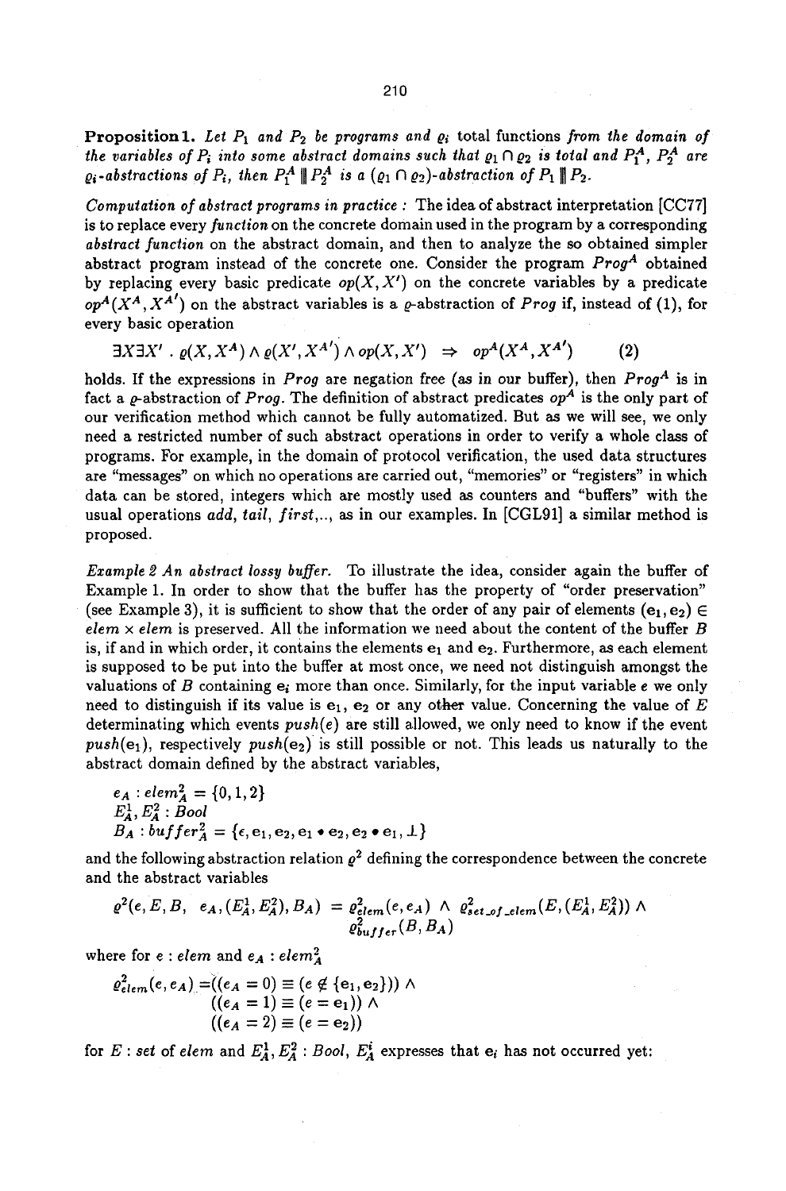**Proposition 1.** *Let $P_1$ and $P_2$ be programs and $\varrho_i$ total functions from the domain of the variables of $P_i$ into some abstract domains such that $\varrho_1 \cap \varrho_2$ is total and $P_1^A$, $P_2^A$ are $\varrho_i$-abstractions of $P_i$, then $P_1^A \,|\!|\!|\, P_2^A$ is a $(\varrho_1 \cap \varrho_2)$-abstraction of $P_1 \,|\!|\!|\, P_2$.*

*Computation of abstract programs in practice :* The idea of abstract interpretation [CC77] is to replace every *function* on the concrete domain used in the program by a corresponding *abstract function* on the abstract domain, and then to analyze the so obtained simpler abstract program instead of the concrete one. Consider the program $Prog^A$ obtained by replacing every basic predicate $op(X, X')$ on the concrete variables by a predicate $op^A(X^A, X^{A'})$ on the abstract variables is a $\varrho$-abstraction of $Prog$ if, instead of (1), for every basic operation

$$\exists X \exists X' \,.\, \varrho(X, X^A) \wedge \varrho(X', X^{A'}) \wedge op(X, X') \;\;\Rightarrow\;\; op^A(X^A, X^{A'}) \qquad (2)$$

holds. If the expressions in $Prog$ are negation free (as in our buffer), then $Prog^A$ is in fact a $\varrho$-abstraction of $Prog$. The definition of abstract predicates $op^A$ is the only part of our verification method which cannot be fully automatized. But as we will see, we only need a restricted number of such abstract operations in order to verify a whole class of programs. For example, in the domain of protocol verification, the used data structures are "messages" on which no operations are carried out, "memories" or "registers" in which data can be stored, integers which are mostly used as counters and "buffers" with the usual operations *add, tail, first,..*, as in our examples. In [CGL91] a similar method is proposed.

*Example 2 An abstract lossy buffer.* To illustrate the idea, consider again the buffer of Example 1. In order to show that the buffer has the property of "order preservation" (see Example 3), it is sufficient to show that the order of any pair of elements $(e_1, e_2) \in elem \times elem$ is preserved. All the information we need about the content of the buffer $B$ is, if and in which order, it contains the elements $e_1$ and $e_2$. Furthermore, as each element is supposed to be put into the buffer at most once, we need not distinguish amongst the valuations of $B$ containing $e_i$ more than once. Similarly, for the input variable $e$ we only need to distinguish if its value is $e_1$, $e_2$ or any other value. Concerning the value of $E$ determinating which events $push(e)$ are still allowed, we only need to know if the event $push(e_1)$, respectively $push(e_2)$ is still possible or not. This leads us naturally to the abstract domain defined by the abstract variables,

$$e_A : elem_A^2 = \{0, 1, 2\}$$
$$E_A^1, E_A^2 : Bool$$
$$B_A : buffer_A^2 = \{\epsilon, e_1, e_2, e_1 \bullet e_2, e_2 \bullet e_1, \bot\}$$

and the following abstraction relation $\varrho^2$ defining the correspondence between the concrete and the abstract variables

$$\varrho^2(e, E, B, \;\; e_A, (E_A^1, E_A^2), B_A) \;=\; \varrho^2_{elem}(e, e_A) \;\wedge\; \varrho^2_{set\_of\_elem}(E, (E_A^1, E_A^2)) \;\wedge\; \varrho^2_{buffer}(B, B_A)$$

where for $e : elem$ and $e_A : elem_A^2$

$$\begin{aligned}\varrho^2_{elem}(e, e_A) = & ((e_A = 0) \equiv (e \notin \{e_1, e_2\})) \wedge \\ & ((e_A = 1) \equiv (e = e_1)) \wedge \\ & ((e_A = 2) \equiv (e = e_2))\end{aligned}$$

for $E$ : *set* of *elem* and $E_A^1, E_A^2 : Bool$, $E_A^i$ expresses that $e_i$ has not occurred yet: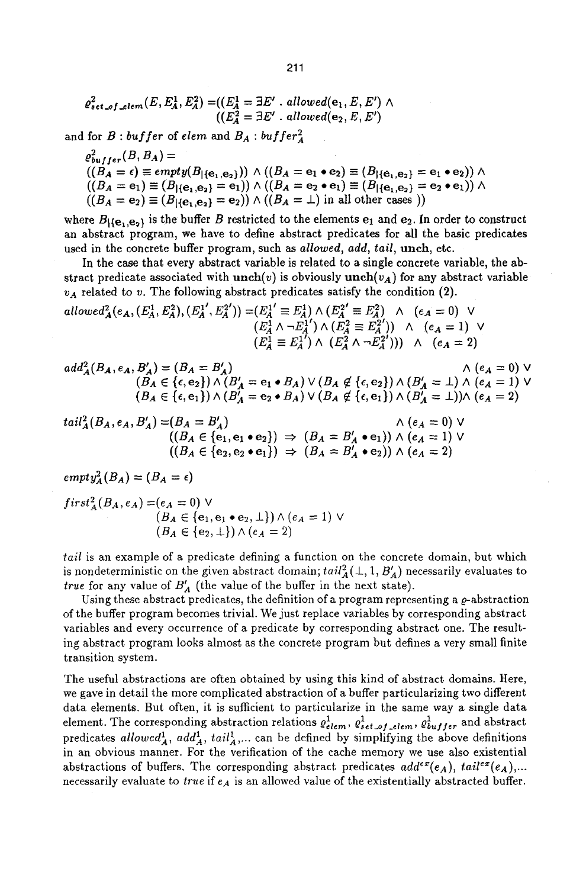$$\varrho^2_{set\_of\_elem}(E, E^1_A, E^2_A) = ((E^1_A = \exists E' \,.\, allowed(e_1, E, E') \wedge ((E^2_A = \exists E' \,.\, allowed(e_2, E, E')$$

and for $B : buffer$ of $elem$ and $B_A : buffer^2_A$

$$\begin{aligned}
&\varrho^2_{buffer}(B, B_A) = \\
&((B_A = \epsilon) \equiv empty(B_{|\{e_1,e_2\}})) \wedge ((B_A = e_1 \bullet e_2) \equiv (B_{|\{e_1,e_2\}} = e_1 \bullet e_2)) \wedge \\
&((B_A = e_1) \equiv (B_{|\{e_1,e_2\}} = e_1)) \wedge ((B_A = e_2 \bullet e_1) \equiv (B_{|\{e_1,e_2\}} = e_2 \bullet e_1)) \wedge \\
&((B_A = e_2) \equiv (B_{|\{e_1,e_2\}} = e_2)) \wedge ((B_A = \bot) \text{ in all other cases }))
\end{aligned}$$

where $B_{|\{e_1,e_2\}}$ is the buffer $B$ restricted to the elements $e_1$ and $e_2$. In order to construct an abstract program, we have to define abstract predicates for all the basic predicates used in the concrete buffer program, such as *allowed*, *add*, *tail*, **unch**, etc.

In the case that every abstract variable is related to a single concrete variable, the abstract predicate associated with $\mathbf{unch}(v)$ is obviously $\mathbf{unch}(v_A)$ for any abstract variable $v_A$ related to $v$. The following abstract predicates satisfy the condition (2).

$$\begin{aligned}
allowed^2_A(e_A, (E^1_A, E^2_A), (E^{1'}_A, E^{2'}_A)) = &(E^{1'}_A \equiv E^1_A) \wedge (E^{2'}_A \equiv E^2_A) \quad \wedge \quad (e_A = 0) \;\vee \\
&(E^1_A \wedge \neg E^{1'}_A) \wedge (E^2_A \equiv E^{2'}_A)) \quad \wedge \quad (e_A = 1) \;\vee \\
&(E^1_A \equiv E^{1'}_A) \wedge \;(E^2_A \wedge \neg E^{2'}_A))) \quad \wedge \quad (e_A = 2)
\end{aligned}$$

$$\begin{aligned}
add^2_A(B_A, e_A, B'_A) = &(B_A = B'_A) \quad \wedge (e_A = 0) \;\vee \\
&(B_A \in \{\epsilon, e_2\}) \wedge (B'_A = e_1 \bullet B_A) \vee (B_A \notin \{\epsilon, e_2\}) \wedge (B'_A = \bot) \wedge (e_A = 1) \;\vee \\
&(B_A \in \{\epsilon, e_1\}) \wedge (B'_A = e_2 \bullet B_A) \vee (B_A \notin \{\epsilon, e_1\}) \wedge (B'_A = \bot)) \wedge (e_A = 2)
\end{aligned}$$

$$\begin{aligned}
tail^2_A(B_A, e_A, B'_A) = &(B_A = B'_A) \quad \wedge (e_A = 0) \;\vee \\
&((B_A \in \{e_1, e_1 \bullet e_2\}) \;\Rightarrow\; (B_A = B'_A \bullet e_1)) \wedge (e_A = 1) \;\vee \\
&((B_A \in \{e_2, e_2 \bullet e_1\}) \;\Rightarrow\; (B_A = B'_A \bullet e_2)) \wedge (e_A = 2)
\end{aligned}$$

$$empty^2_A(B_A) = (B_A = \epsilon)$$

$$\begin{aligned}
first^2_A(B_A, e_A) = &(e_A = 0) \;\vee \\
&(B_A \in \{e_1, e_1 \bullet e_2, \bot\}) \wedge (e_A = 1) \;\vee \\
&(B_A \in \{e_2, \bot\}) \wedge (e_A = 2)
\end{aligned}$$

*tail* is an example of a predicate defining a function on the concrete domain, but which is nondeterministic on the given abstract domain; $tail^2_A(\bot, 1, B'_A)$ necessarily evaluates to *true* for any value of $B'_A$ (the value of the buffer in the next state).

Using these abstract predicates, the definition of a program representing a $\varrho$-abstraction of the buffer program becomes trivial. We just replace variables by corresponding abstract variables and every occurrence of a predicate by corresponding abstract one. The resulting abstract program looks almost as the concrete program but defines a very small finite transition system.

The useful abstractions are often obtained by using this kind of abstract domains. Here, we gave in detail the more complicated abstraction of a buffer particularizing two different data elements. But often, it is sufficient to particularize in the same way a single data element. The corresponding abstraction relations $\varrho^1_{elem}$, $\varrho^1_{set\_of\_elem}$, $\varrho^1_{buffer}$ and abstract predicates $allowed^1_A$, $add^1_A$, $tail^1_A$,... can be defined by simplifying the above definitions in an obvious manner. For the verification of the cache memory we use also existential abstractions of buffers. The corresponding abstract predicates $add^{ex}(e_A)$, $tail^{ex}(e_A)$,... necessarily evaluate to *true* if $e_A$ is an allowed value of the existentially abstracted buffer.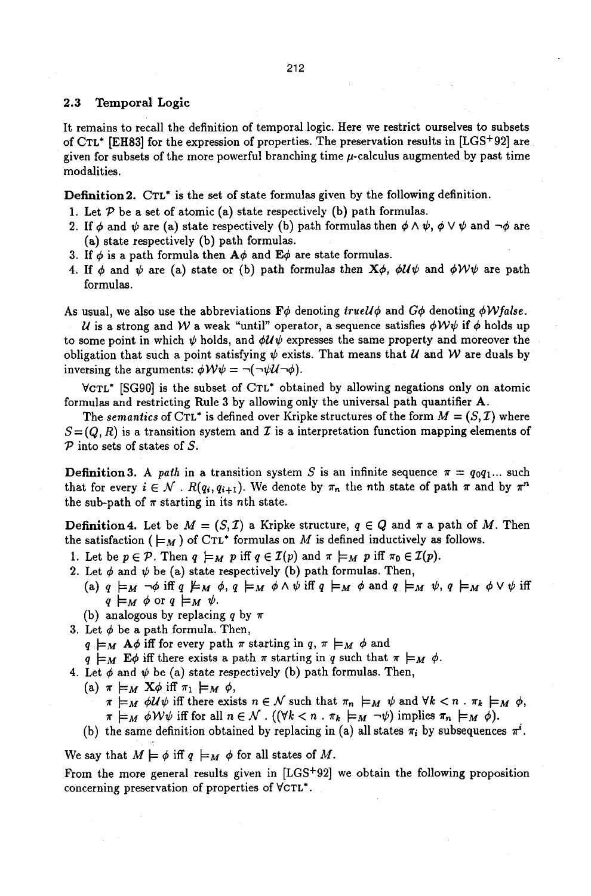## 2.3 Temporal Logic

It remains to recall the definition of temporal logic. Here we restrict ourselves to subsets of CTL* [EH83] for the expression of properties. The preservation results in [LGS+92] are given for subsets of the more powerful branching time $\mu$-calculus augmented by past time modalities.

**Definition 2.** CTL* is the set of state formulas given by the following definition.

1. Let $\mathcal{P}$ be a set of atomic (a) state respectively (b) path formulas.
2. If $\phi$ and $\psi$ are (a) state respectively (b) path formulas then $\phi \wedge \psi$, $\phi \vee \psi$ and $\neg\phi$ are (a) state respectively (b) path formulas.
3. If $\phi$ is a path formula then $\mathbf{A}\phi$ and $\mathbf{E}\phi$ are state formulas.
4. If $\phi$ and $\psi$ are (a) state or (b) path formulas then $\mathbf{X}\phi$, $\phi\mathcal{U}\psi$ and $\phi\mathcal{W}\psi$ are path formulas.

As usual, we also use the abbreviations $\mathbf{F}\phi$ denoting $true\mathcal{U}\phi$ and $G\phi$ denoting $\phi\mathcal{W}false$.

$\mathcal{U}$ is a strong and $\mathcal{W}$ a weak "until" operator, a sequence satisfies $\phi\mathcal{W}\psi$ if $\phi$ holds up to some point in which $\psi$ holds, and $\phi\mathcal{U}\psi$ expresses the same property and moreover the obligation that such a point satisfying $\psi$ exists. That means that $\mathcal{U}$ and $\mathcal{W}$ are duals by inversing the arguments: $\phi\mathcal{W}\psi = \neg(\neg\psi\mathcal{U}\neg\phi)$.

$\forall$CTL* [SG90] is the subset of CTL* obtained by allowing negations only on atomic formulas and restricting Rule 3 by allowing only the universal path quantifier $\mathbf{A}$.

The *semantics* of CTL* is defined over Kripke structures of the form $M = (S, \mathcal{I})$ where $S = (Q, R)$ is a transition system and $\mathcal{I}$ is a interpretation function mapping elements of $\mathcal{P}$ into sets of states of $S$.

**Definition 3.** A *path* in a transition system $S$ is an infinite sequence $\pi = q_0 q_1 \ldots$ such that for every $i \in \mathcal{N}$ . $R(q_i, q_{i+1})$. We denote by $\pi_n$ the $n$th state of path $\pi$ and by $\pi^n$ the sub-path of $\pi$ starting in its $n$th state.

**Definition 4.** Let be $M = (S, \mathcal{I})$ a Kripke structure, $q \in Q$ and $\pi$ a path of $M$. Then the satisfaction ($\models_M$) of CTL* formulas on $M$ is defined inductively as follows.

1. Let be $p \in \mathcal{P}$. Then $q \models_M p$ iff $q \in \mathcal{I}(p)$ and $\pi \models_M p$ iff $\pi_0 \in \mathcal{I}(p)$.
2. Let $\phi$ and $\psi$ be (a) state respectively (b) path formulas. Then,
   (a) $q \models_M \neg\phi$ iff $q \not\models_M \phi$, $q \models_M \phi \wedge \psi$ iff $q \models_M \phi$ and $q \models_M \psi$, $q \models_M \phi \vee \psi$ iff $q \models_M \phi$ or $q \models_M \psi$.
   (b) analogous by replacing $q$ by $\pi$
3. Let $\phi$ be a path formula. Then,
   $q \models_M \mathbf{A}\phi$ iff for every path $\pi$ starting in $q$, $\pi \models_M \phi$ and
   $q \models_M \mathbf{E}\phi$ iff there exists a path $\pi$ starting in $q$ such that $\pi \models_M \phi$.
4. Let $\phi$ and $\psi$ be (a) state respectively (b) path formulas. Then,
   (a) $\pi \models_M \mathbf{X}\phi$ iff $\pi_1 \models_M \phi$,
   $\pi \models_M \phi\mathcal{U}\psi$ iff there exists $n \in \mathcal{N}$ such that $\pi_n \models_M \psi$ and $\forall k < n$ . $\pi_k \models_M \phi$,
   $\pi \models_M \phi\mathcal{W}\psi$ iff for all $n \in \mathcal{N}$ . $((\forall k < n \;.\; \pi_k \models_M \neg\psi)$ implies $\pi_n \models_M \phi)$.
   (b) the same definition obtained by replacing in (a) all states $\pi_i$ by subsequences $\pi^i$.

We say that $M \models \phi$ iff $q \models_M \phi$ for all states of $M$.

From the more general results given in [LGS+92] we obtain the following proposition concerning preservation of properties of $\forall$CTL*.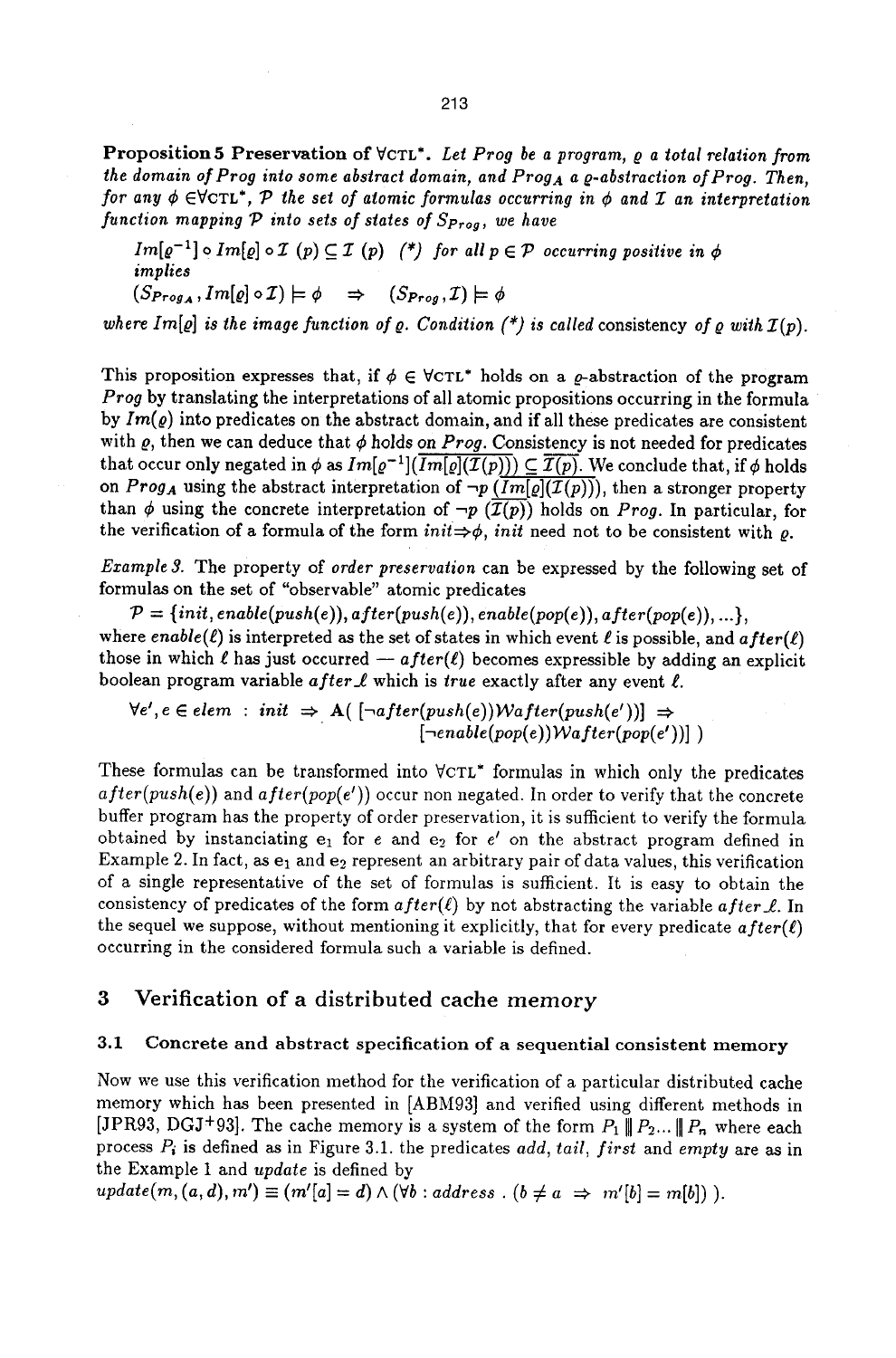**Proposition 5 Preservation of $\forall$CTL\*.** *Let $Prog$ be a program, $\varrho$ a total relation from the domain of $Prog$ into some abstract domain, and $Prog_A$ a $\varrho$-abstraction of $Prog$. Then, for any $\phi \in \forall$CTL\*, $\mathcal{P}$ the set of atomic formulas occurring in $\phi$ and $\mathcal{I}$ an interpretation function mapping $\mathcal{P}$ into sets of states of $S_{Prog}$, we have*

$Im[\varrho^{-1}] \circ Im[\varrho] \circ \mathcal{I}\ (p) \subseteq \mathcal{I}\ (p)$ *(\*) for all $p \in \mathcal{P}$ occurring positive in $\phi$ implies*

$(S_{Prog_A}, Im[\varrho] \circ \mathcal{I}) \models \phi \quad \Rightarrow \quad (S_{Prog}, \mathcal{I}) \models \phi$

*where $Im[\varrho]$ is the image function of $\varrho$. Condition (\*) is called* consistency *of $\varrho$ with $\mathcal{I}(p)$.*

This proposition expresses that, if $\phi \in \forall$CTL\* holds on a $\varrho$-abstraction of the program $Prog$ by translating the interpretations of all atomic propositions occurring in the formula by $Im(\varrho)$ into predicates on the abstract domain, and if all these predicates are consistent with $\varrho$, then we can deduce that $\phi$ holds on $Prog$. Consistency is not needed for predicates that occur only negated in $\phi$ as $Im[\varrho^{-1}](\overline{Im[\varrho](\mathcal{I}(p))}) \subseteq \overline{\mathcal{I}(p)}$. We conclude that, if $\phi$ holds on $Prog_A$ using the abstract interpretation of $\neg p$ $(\overline{Im[\varrho](\mathcal{I}(p))})$, then a stronger property than $\phi$ using the concrete interpretation of $\neg p$ $(\overline{\mathcal{I}(p)})$ holds on $Prog$. In particular, for the verification of a formula of the form $init \Rightarrow \phi$, $init$ need not to be consistent with $\varrho$.

*Example 3.* The property of *order preservation* can be expressed by the following set of formulas on the set of "observable" atomic predicates

$\mathcal{P} = \{init, enable(push(e)), after(push(e)), enable(pop(e)), after(pop(e)), ...\}$,

where $enable(\ell)$ is interpreted as the set of states in which event $\ell$ is possible, and $after(\ell)$ those in which $\ell$ has just occurred — $after(\ell)$ becomes expressible by adding an explicit boolean program variable $after\_\ell$ which is $true$ exactly after any event $\ell$.

$$\forall e', e \in elem \ : \ init \ \Rightarrow \ \mathsf{A}(\ [\neg after(push(e)) \mathcal{W} after(push(e'))] \ \Rightarrow$$
$$[\neg enable(pop(e)) \mathcal{W} after(pop(e'))]\ )$$

These formulas can be transformed into $\forall$CTL\* formulas in which only the predicates $after(push(e))$ and $after(pop(e'))$ occur non negated. In order to verify that the concrete buffer program has the property of order preservation, it is sufficient to verify the formula obtained by instanciating $e_1$ for $e$ and $e_2$ for $e'$ on the abstract program defined in Example 2. In fact, as $e_1$ and $e_2$ represent an arbitrary pair of data values, this verification of a single representative of the set of formulas is sufficient. It is easy to obtain the consistency of predicates of the form $after(\ell)$ by not abstracting the variable $after\_\ell$. In the sequel we suppose, without mentioning it explicitly, that for every predicate $after(\ell)$ occurring in the considered formula such a variable is defined.

## 3 Verification of a distributed cache memory

### 3.1 Concrete and abstract specification of a sequential consistent memory

Now we use this verification method for the verification of a particular distributed cache memory which has been presented in [ABM93] and verified using different methods in [JPR93, DGJ+93]. The cache memory is a system of the form $P_1 \parallel P_2 ... \parallel P_n$ where each process $P_i$ is defined as in Figure 3.1. the predicates $add$, $tail$, $first$ and $empty$ are as in the Example 1 and $update$ is defined by

$update(m, (a, d), m') \equiv (m'[a] = d) \wedge (\forall b : address\ .\ (b \neq a \ \Rightarrow \ m'[b] = m[b])\ )$.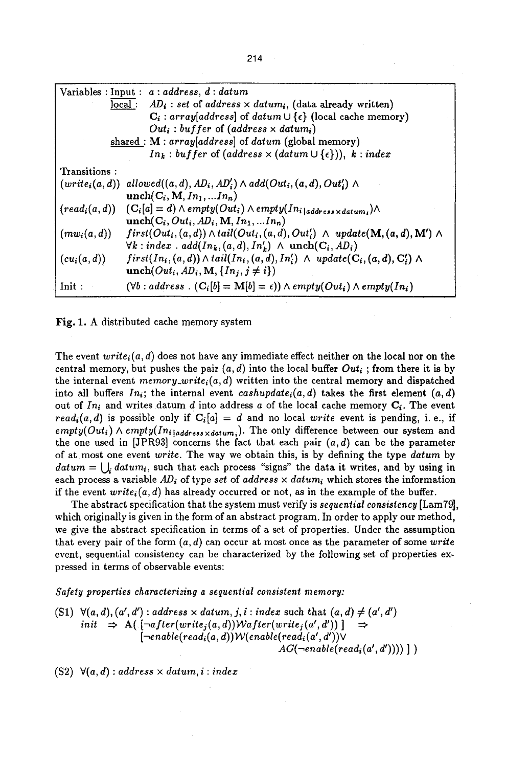| Variables : | Input : | $a$ : *address*, $d$ : *datum* |
|---|---|---|
| | local : | $AD_i$ : *set* of *address* $\times$ *datum*$_i$, (data already written) |
| | | $\mathbf{C}_i$ : *array[address]* of *datum* $\cup \{\epsilon\}$ (local cache memory) |
| | | $Out_i$ : *buffer* of (*address* $\times$ *datum*$_i$) |
| | shared : | $\mathbf{M}$ : *array[address]* of *datum* (global memory) |
| | | $In_k$ : *buffer* of (*address* $\times$ (*datum* $\cup \{\epsilon\}$)), $k$ : *index* |
| Transitions : | | |
| $(write_i(a,d))$ | | $allowed((a,d), AD_i, AD'_i) \wedge add(Out_i, (a,d), Out'_i) \wedge \mathbf{unch}(\mathbf{C}_i, \mathbf{M}, In_1, \ldots In_n)$ |
| $(read_i(a,d))$ | | $(\mathbf{C}_i[a] = d) \wedge empty(Out_i) \wedge empty(In_{i\,\lvert address \times datum_i}) \wedge \mathbf{unch}(\mathbf{C}_i, Out_i, AD_i, \mathbf{M}, In_1, \ldots In_n)$ |
| $(mw_i(a,d))$ | | $first(Out_i, (a,d)) \wedge tail(Out_i, (a,d), Out'_i) \wedge update(\mathbf{M}, (a,d), \mathbf{M}') \wedge \forall k : index\ .\ add(In_k, (a,d), In'_k) \wedge \mathbf{unch}(\mathbf{C}_i, AD_i)$ |
| $(cu_i(a,d))$ | | $first(In_i, (a,d)) \wedge tail(In_i, (a,d), In'_i) \wedge update(\mathbf{C}_i, (a,d), \mathbf{C}'_i) \wedge \mathbf{unch}(Out_i, AD_i, \mathbf{M}, \{In_j, j \neq i\})$ |
| Init : | | $(\forall b : address\ .\ (\mathbf{C}_i[b] = \mathbf{M}[b] = \epsilon)) \wedge empty(Out_i) \wedge empty(In_i)$ |

**Fig. 1.** A distributed cache memory system

The event $write_i(a,d)$ does not have any immediate effect neither on the local nor on the central memory, but pushes the pair $(a,d)$ into the local buffer $Out_i$ ; from there it is by the internal event $memory\_write_i(a,d)$ written into the central memory and dispatched into all buffers $In_i$; the internal event $cashupdate_i(a,d)$ takes the first element $(a,d)$ out of $In_i$ and writes datum $d$ into address $a$ of the local cache memory $\mathbf{C}_i$. The event $read_i(a,d)$ is possible only if $\mathbf{C}_i[a] = d$ and no local *write* event is pending, i. e., if $empty(Out_i) \wedge empty(In_{i\,\lvert address \times datum_i})$. The only difference between our system and the one used in [JPR93] concerns the fact that each pair $(a,d)$ can be the parameter of at most one event *write*. The way we obtain this, is by defining the type *datum* by $datum = \bigcup_i datum_i$, such that each process "signs" the data it writes, and by using in each process a variable $AD_i$ of type *set* of *address* $\times$ *datum*$_i$ which stores the information if the event $write_i(a,d)$ has already occurred or not, as in the example of the buffer.

The abstract specification that the system must verify is *sequential consistency* [Lam79], which originally is given in the form of an abstract program. In order to apply our method, we give the abstract specification in terms of a set of properties. Under the assumption that every pair of the form $(a,d)$ can occur at most once as the parameter of some *write* event, sequential consistency can be characterized by the following set of properties expressed in terms of observable events:

*Safety properties characterizing a sequential consistent memory:*

(S1) $\forall (a,d), (a',d')$ : *address* $\times$ *datum*, $j, i$ : *index* such that $(a,d) \neq (a',d')$
$init \Rightarrow \mathbf{A}(\ [\neg after(write_j(a,d))\mathcal{W} after(write_j(a',d'))\ ] \Rightarrow [\neg enable(read_i(a,d))\mathcal{W}(enable(read_i(a',d'))\vee AG(\neg enable(read_i(a',d'))))\ ]\ )$

(S2) $\forall (a,d)$ : *address* $\times$ *datum*, $i$ : *index*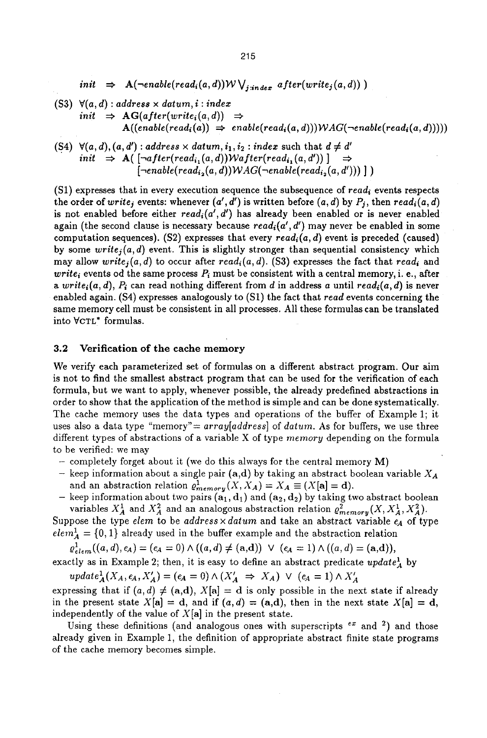$init \;\Rightarrow\; \mathbf{A}(\neg enable(read_i(a,d))\mathcal{W} \bigvee_{j:index} after(write_j(a,d))\;)$

(S3) $\forall (a,d) : address \times datum, i : index$
$init \;\Rightarrow\; \mathbf{AG}(after(write_i(a,d)) \;\Rightarrow$
$\quad \mathbf{A}((enable(read_i(a)) \;\Rightarrow\; enable(read_i(a,d)))\mathcal{W}\mathbf{AG}(\neg enable(read_i(a,d)))))$

(S4) $\forall (a,d),(a,d') : address \times datum, i_1, i_2 : index$ such that $d \neq d'$
$init \;\Rightarrow\; \mathbf{A}(\;[\neg after(read_{i_1}(a,d))\mathcal{W} after(read_{i_1}(a,d'))\,] \;\Rightarrow$
$\quad [\neg enable(read_{i_2}(a,d))\mathcal{W}\mathbf{AG}(\neg enable(read_{i_2}(a,d')))\,]\;)$

(S1) expresses that in every execution sequence the subsequence of $read_i$ events respects the order of $write_j$ events: whenever $(a',d')$ is written before $(a,d)$ by $P_j$, then $read_i(a,d)$ is not enabled before either $read_i(a',d')$ has already been enabled or is never enabled again (the second clause is necessary because $read_i(a',d')$ may never be enabled in some computation sequences). (S2) expresses that every $read_i(a,d)$ event is preceded (caused) by some $write_j(a,d)$ event. This is slightly stronger than sequential consistency which may allow $write_j(a,d)$ to occur after $read_i(a,d)$. (S3) expresses the fact that $read_i$ and $write_i$ events od the same process $P_i$ must be consistent with a central memory, i. e., after a $write_i(a,d)$, $P_i$ can read nothing different from $d$ in address $a$ until $read_i(a,d)$ is never enabled again. (S4) expresses analogously to (S1) the fact that *read* events concerning the same memory cell must be consistent in all processes. All these formulas can be translated into $\forall$CTL* formulas.

### 3.2 Verification of the cache memory

We verify each parameterized set of formulas on a different abstract program. Our aim is not to find the smallest abstract program that can be used for the verification of each formula, but we want to apply, whenever possible, the already predefined abstractions in order to show that the application of the method is simple and can be done systematically. The cache memory uses the data types and operations of the buffer of Example 1; it uses also a data type "memory"$=$ *array[address]* of *datum*. As for buffers, we use three different types of abstractions of a variable X of type *memory* depending on the formula to be verified: we may

- completely forget about it (we do this always for the central memory **M**)
- keep information about a single pair (**a**,**d**) by taking an abstract boolean variable $X_A$ and an abstraction relation $\varrho^1_{memory}(X, X_A) = X_A \equiv (X[\mathbf{a}] = \mathbf{d})$.
- keep information about two pairs $(\mathbf{a}_1, \mathbf{d}_1)$ and $(\mathbf{a}_2, \mathbf{d}_2)$ by taking two abstract boolean variables $X^1_A$ and $X^2_A$ and an analogous abstraction relation $\varrho^2_{memory}(X, X^1_A, X^2_A)$.

Suppose the type *elem* to be $address \times datum$ and take an abstract variable $e_A$ of type $elem^1_A = \{0,1\}$ already used in the buffer example and the abstraction relation

$\varrho^1_{elem}((a,d), e_A) = (e_A = 0) \wedge ((a,d) \neq (\mathbf{a},\mathbf{d})) \;\vee\; (e_A = 1) \wedge ((a,d) = (\mathbf{a},\mathbf{d})),$

exactly as in Example 2; then, it is easy to define an abstract predicate $update^1_A$ by

$update^1_A(X_A, e_A, X'_A) = (e_A = 0) \wedge (X'_A \;\Rightarrow\; X_A) \;\vee\; (e_A = 1) \wedge X'_A$

expressing that if $(a,d) \neq (\mathbf{a},\mathbf{d})$, $X[\mathbf{a}] = \mathbf{d}$ is only possible in the next state if already in the present state $X[\mathbf{a}] = \mathbf{d}$, and if $(a,d) = (\mathbf{a},\mathbf{d})$, then in the next state $X[\mathbf{a}] = \mathbf{d}$, independently of the value of $X[\mathbf{a}]$ in the present state.

Using these definitions (and analogous ones with superscripts $^{ex}$ and $^{2}$) and those already given in Example 1, the definition of appropriate abstract finite state programs of the cache memory becomes simple.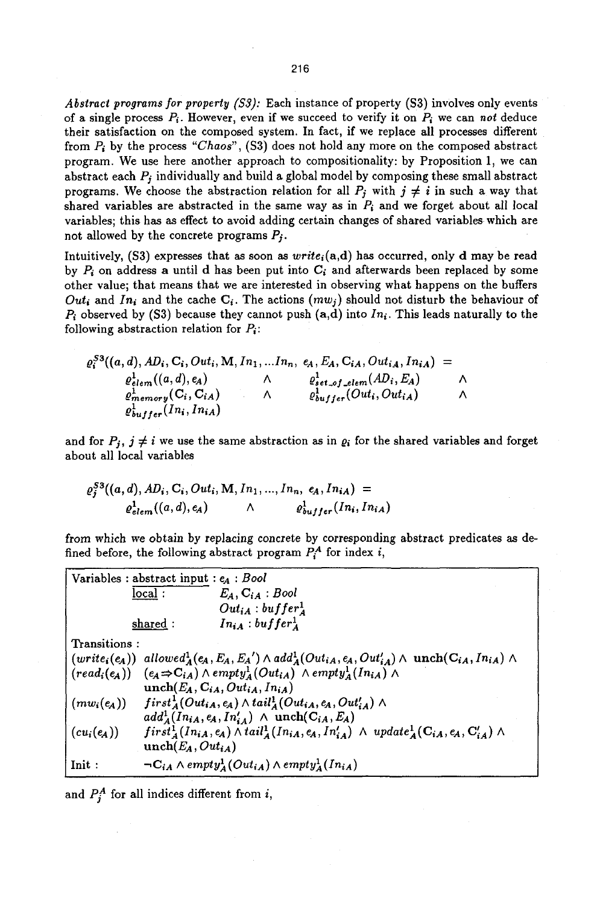*Abstract programs for property (S3):* Each instance of property (S3) involves only events of a single process $P_i$. However, even if we succeed to verify it on $P_i$ we can *not* deduce their satisfaction on the composed system. In fact, if we replace all processes different from $P_i$ by the process *"Chaos"*, (S3) does not hold any more on the composed abstract program. We use here another approach to compositionality: by Proposition 1, we can abstract each $P_j$ individually and build a global model by composing these small abstract programs. We choose the abstraction relation for all $P_j$ with $j \neq i$ in such a way that shared variables are abstracted in the same way as in $P_i$ and we forget about all local variables; this has as effect to avoid adding certain changes of shared variables which are not allowed by the concrete programs $P_j$.

Intuitively, (S3) expresses that as soon as $write_i$(a,d) has occurred, only **d** may be read by $P_i$ on address **a** until **d** has been put into $C_i$ and afterwards been replaced by some other value; that means that we are interested in observing what happens on the buffers $Out_i$ and $In_i$ and the cache $C_i$. The actions $(mw_j)$ should not disturb the behaviour of $P_i$ observed by (S3) because they cannot push (a,d) into $In_i$. This leads naturally to the following abstraction relation for $P_i$:

$$
\begin{aligned}
\varrho_i^{S3}((a,d), AD_i, C_i, Out_i, M, In_1, ...In_n,\ e_A, E_A, C_{iA}, Out_{iA}, In_{iA}) \ =\ & \\
\varrho^1_{elem}((a,d), e_A) \quad \wedge \quad \varrho^1_{set\_of\_elem}(AD_i, E_A) \quad \wedge & \\
\varrho^1_{memory}(C_i, C_{iA}) \quad \wedge \quad \varrho^1_{buffer}(Out_i, Out_{iA}) \quad \wedge & \\
\varrho^1_{buffer}(In_i, In_{iA}) &
\end{aligned}
$$

and for $P_j$, $j \neq i$ we use the same abstraction as in $\varrho_i$ for the shared variables and forget about all local variables

$$
\begin{aligned}
\varrho_j^{S3}((a,d), AD_i, C_i, Out_i, M, In_1, ..., In_n,\ e_A, In_{iA}) \ =\ & \\
\varrho^1_{elem}((a,d), e_A) \quad \wedge \quad \varrho^1_{buffer}(In_i, In_{iA}) &
\end{aligned}
$$

from which we obtain by replacing concrete by corresponding abstract predicates as defined before, the following abstract program $P_i^A$ for index $i$,

| | |
|---|---|
| Variables : <u>abstract input</u> : | $e_A : Bool$ |
| <u>local</u> : | $E_A, C_{iA} : Bool$ |
| | $Out_{iA} : buffer^1_A$ |
| <u>shared</u> : | $In_{iA} : buffer^1_A$ |
| Transitions : | |
| $(write_i(e_A))$ | $allowed^1_A(e_A, E_A, E_A') \wedge add^1_A(Out_{iA}, e_A, Out_{iA}') \wedge \mathbf{unch}(C_{iA}, In_{iA}) \wedge$ |
| $(read_i(e_A))$ | $(e_A \Rightarrow C_{iA}) \wedge empty^1_A(Out_{iA}) \wedge empty^1_A(In_{iA}) \wedge$ $\mathbf{unch}(E_A, C_{iA}, Out_{iA}, In_{iA})$ |
| $(mw_i(e_A))$ | $first^1_A(Out_{iA}, e_A) \wedge tail^1_A(Out_{iA}, e_A, Out_{iA}') \wedge$ $add^1_A(In_{iA}, e_A, In_{iA}') \wedge \mathbf{unch}(C_{iA}, E_A)$ |
| $(cu_i(e_A))$ | $first^1_A(In_{iA}, e_A) \wedge tail^1_A(In_{iA}, e_A, In_{iA}') \wedge update^1_A(C_{iA}, e_A, C_{iA}') \wedge$ $\mathbf{unch}(E_A, Out_{iA})$ |
| Init : | $\neg C_{iA} \wedge empty^1_A(Out_{iA}) \wedge empty^1_A(In_{iA})$ |

and $P_j^A$ for all indices different from $i$,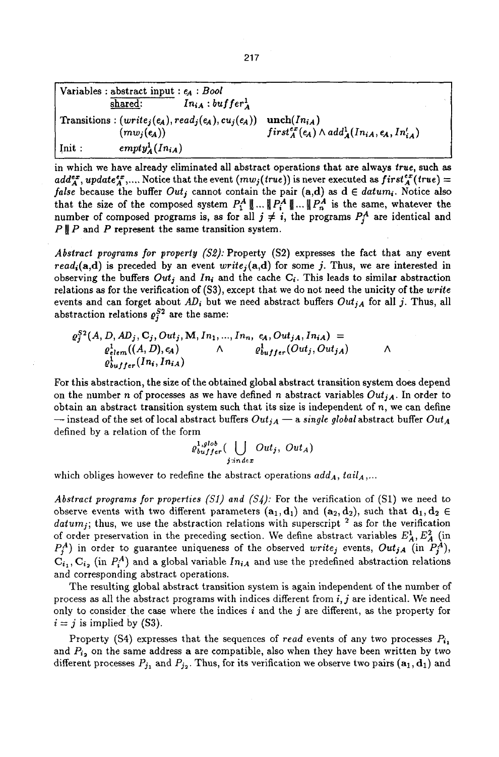| Variables : | abstract input : $e_A$ : *Bool* | |
|---|---|---|
| | shared: $In_{iA}$ : $buffer^1_A$ | |
| Transitions : | $(write_j(e_A), read_j(e_A), cu_j(e_A))$ | $\mathbf{unch}(In_{iA})$ |
| | $(mw_j(e_A))$ | $first^{ex}_A(e_A) \wedge add^1_A(In_{iA}, e_A, In'_{iA})$ |
| Init : | $empty^1_A(In_{iA})$ | |

in which we have already eliminated all abstract operations that are always *true*, such as $add^{ex}_A$, $update^{ex}_A$,... Notice that the event $(mw_j(true))$ is never executed as $first^{ex}_A(true) = false$ because the buffer $Out_j$ cannot contain the pair (a,d) as d $\in$ $datum_i$. Notice also that the size of the composed system $P^A_1 \parallel ... \parallel P^A_i \parallel ... \parallel P^A_n$ is the same, whatever the number of composed programs is, as for all $j \neq i$, the programs $P^A_j$ are identical and $P \parallel P$ and $P$ represent the same transition system.

*Abstract programs for property (S2):* Property (S2) expresses the fact that any event $read_i$(a,d) is preceded by an event $write_j$(a,d) for some $j$. Thus, we are interested in observing the buffers $Out_j$ and $In_i$ and the cache $C_i$. This leads to similar abstraction relations as for the verification of (S3), except that we do not need the unicity of the *write* events and can forget about $AD_i$ but we need abstract buffers $Out_{jA}$ for all $j$. Thus, all abstraction relations $\varrho^{S2}_j$ are the same:

$$\begin{array}{lll}\varrho^{S2}_j(A, D, AD_j, C_j, Out_j, M, In_1, ..., In_n, e_A, Out_{jA}, In_{iA}) = & & \\ \quad \varrho^1_{elem}((A, D), e_A) & \wedge \quad \varrho^1_{buffer}(Out_j, Out_{jA}) & \wedge \\ \quad \varrho^1_{buffer}(In_i, In_{iA}) & & \end{array}$$

For this abstraction, the size of the obtained global abstract transition system does depend on the number $n$ of processes as we have defined $n$ abstract variables $Out_{jA}$. In order to obtain an abstract transition system such that its size is independent of $n$, we can define — instead of the set of local abstract buffers $Out_{jA}$ — a *single global* abstract buffer $Out_A$ defined by a relation of the form

$$\varrho^{1,glob}_{buffer}\left(\bigcup_{j:index} Out_j,\ Out_A\right)$$

which obliges however to redefine the abstract operations $add_A$, $tail_A$,...

*Abstract programs for properties (S1) and (S4):* For the verification of (S1) we need to observe events with two different parameters $(\mathbf{a}_1, \mathbf{d}_1)$ and $(\mathbf{a}_2, \mathbf{d}_2)$, such that $\mathbf{d}_1, \mathbf{d}_2 \in datum_j$; thus, we use the abstraction relations with superscript $^2$ as for the verification of order preservation in the preceding section. We define abstract variables $E^1_A, E^2_A$ (in $P^A_j$) in order to guarantee uniqueness of the observed $write_j$ events, $Out_{jA}$ (in $P^A_j$), $C_{i_1}, C_{i_2}$ (in $P^A_i$) and a global variable $In_{iA}$ and use the predefined abstraction relations and corresponding abstract operations.

The resulting global abstract transition system is again independent of the number of process as all the abstract programs with indices different from $i, j$ are identical. We need only to consider the case where the indices $i$ and the $j$ are different, as the property for $i = j$ is implied by (S3).

Property (S4) expresses that the sequences of *read* events of any two processes $P_{i_1}$ and $P_{i_2}$ on the same address a are compatible, also when they have been written by two different processes $P_{j_1}$ and $P_{j_2}$. Thus, for its verification we observe two pairs $(\mathbf{a}_1, \mathbf{d}_1)$ and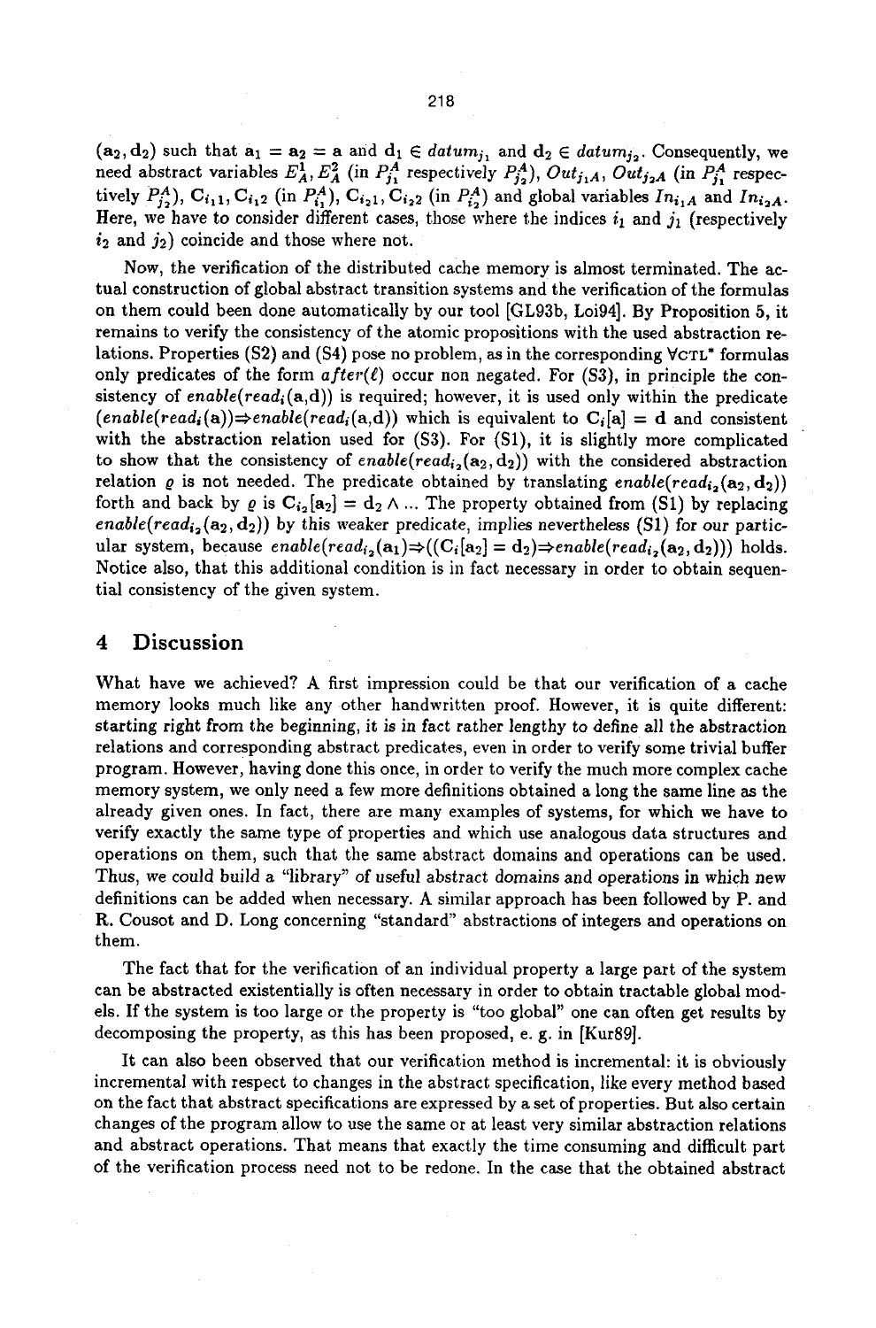$(\mathbf{a}_2, \mathbf{d}_2)$ such that $\mathbf{a}_1 = \mathbf{a}_2 = \mathbf{a}$ and $\mathbf{d}_1 \in datum_{j_1}$ and $\mathbf{d}_2 \in datum_{j_2}$. Consequently, we need abstract variables $E_A^1, E_A^2$ (in $P_{j_1}^A$ respectively $P_{j_2}^A$), $Out_{j_1A}$, $Out_{j_2A}$ (in $P_{j_1}^A$ respectively $P_{j_2}^A$), $\mathbf{C}_{i_11}, \mathbf{C}_{i_12}$ (in $P_{i_1}^A$), $\mathbf{C}_{i_21}, \mathbf{C}_{i_22}$ (in $P_{i_2}^A$) and global variables $In_{i_1A}$ and $In_{i_2A}$. Here, we have to consider different cases, those where the indices $i_1$ and $j_1$ (respectively $i_2$ and $j_2$) coincide and those where not.

Now, the verification of the distributed cache memory is almost terminated. The actual construction of global abstract transition systems and the verification of the formulas on them could been done automatically by our tool [GL93b, Loi94]. By Proposition 5, it remains to verify the consistency of the atomic propositions with the used abstraction relations. Properties (S2) and (S4) pose no problem, as in the corresponding $\forall$CTL* formulas only predicates of the form $after(\ell)$ occur non negated. For (S3), in principle the consistency of $enable(read_i(\mathbf{a},\mathbf{d}))$ is required; however, it is used only within the predicate $(enable(read_i(\mathbf{a})) \Rightarrow enable(read_i(\mathbf{a},\mathbf{d}))$ which is equivalent to $\mathbf{C}_i[\mathbf{a}] = \mathbf{d}$ and consistent with the abstraction relation used for (S3). For (S1), it is slightly more complicated to show that the consistency of $enable(read_{i_2}(\mathbf{a}_2, \mathbf{d}_2))$ with the considered abstraction relation $\varrho$ is not needed. The predicate obtained by translating $enable(read_{i_2}(\mathbf{a}_2, \mathbf{d}_2))$ forth and back by $\varrho$ is $\mathbf{C}_{i_2}[\mathbf{a}_2] = \mathbf{d}_2 \wedge \ldots$ The property obtained from (S1) by replacing $enable(read_{i_2}(\mathbf{a}_2, \mathbf{d}_2))$ by this weaker predicate, implies nevertheless (S1) for our particular system, because $enable(read_{i_2}(\mathbf{a}_1) \Rightarrow ((\mathbf{C}_i[\mathbf{a}_2] = \mathbf{d}_2) \Rightarrow enable(read_{i_2}(\mathbf{a}_2, \mathbf{d}_2)))$ holds. Notice also, that this additional condition is in fact necessary in order to obtain sequential consistency of the given system.

## 4 Discussion

What have we achieved? A first impression could be that our verification of a cache memory looks much like any other handwritten proof. However, it is quite different: starting right from the beginning, it is in fact rather lengthy to define all the abstraction relations and corresponding abstract predicates, even in order to verify some trivial buffer program. However, having done this once, in order to verify the much more complex cache memory system, we only need a few more definitions obtained a long the same line as the already given ones. In fact, there are many examples of systems, for which we have to verify exactly the same type of properties and which use analogous data structures and operations on them, such that the same abstract domains and operations can be used. Thus, we could build a "library" of useful abstract domains and operations in which new definitions can be added when necessary. A similar approach has been followed by P. and R. Cousot and D. Long concerning "standard" abstractions of integers and operations on them.

The fact that for the verification of an individual property a large part of the system can be abstracted existentially is often necessary in order to obtain tractable global models. If the system is too large or the property is "too global" one can often get results by decomposing the property, as this has been proposed, e. g. in [Kur89].

It can also been observed that our verification method is incremental: it is obviously incremental with respect to changes in the abstract specification, like every method based on the fact that abstract specifications are expressed by a set of properties. But also certain changes of the program allow to use the same or at least very similar abstraction relations and abstract operations. That means that exactly the time consuming and difficult part of the verification process need not to be redone. In the case that the obtained abstract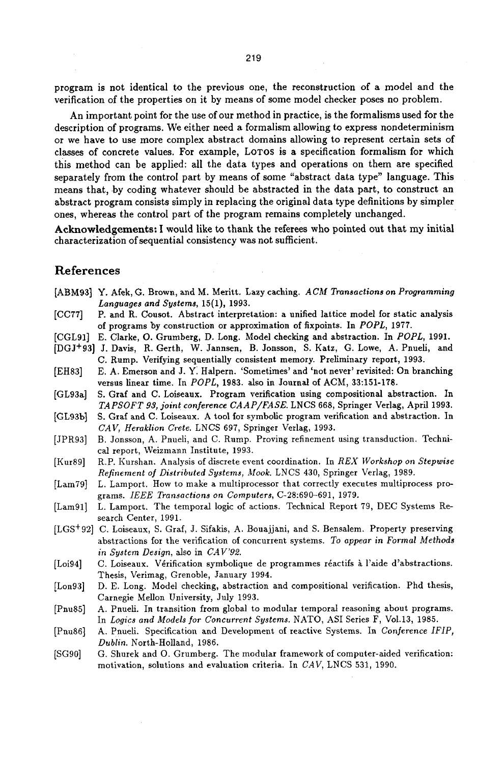program is not identical to the previous one, the reconstruction of a model and the verification of the properties on it by means of some model checker poses no problem.

An important point for the use of our method in practice, is the formalisms used for the description of programs. We either need a formalism allowing to express nondeterminism or we have to use more complex abstract domains allowing to represent certain sets of classes of concrete values. For example, LOTOS is a specification formalism for which this method can be applied: all the data types and operations on them are specified separately from the control part by means of some "abstract data type" language. This means that, by coding whatever should be abstracted in the data part, to construct an abstract program consists simply in replacing the original data type definitions by simpler ones, whereas the control part of the program remains completely unchanged.

**Acknowledgements:** I would like to thank the referees who pointed out that my initial characterization of sequential consistency was not sufficient.

## References

[ABM93] Y. Afek, G. Brown, and M. Meritt. Lazy caching. *ACM Transactions on Programming Languages and Systems*, 15(1), 1993.

[CC77] P. and R. Cousot. Abstract interpretation: a unified lattice model for static analysis of programs by construction or approximation of fixpoints. In *POPL*, 1977.

[CGL91] E. Clarke, O. Grumberg, D. Long. Model checking and abstraction. In *POPL*, 1991.

[DGJ+93] J. Davis, R. Gerth, W. Jannsen, B. Jonsson, S. Katz, G. Lowe, A. Pnueli, and C. Rump. Verifying sequentially consistent memory. Preliminary report, 1993.

[EH83] E. A. Emerson and J. Y. Halpern. 'Sometimes' and 'not never' revisited: On branching versus linear time. In *POPL*, 1983. also in Journal of ACM, 33:151-178.

[GL93a] S. Graf and C. Loiseaux. Program verification using compositional abstraction. In *TAPSOFT 93, joint conference CAAP/FASE*. LNCS 668, Springer Verlag, April 1993.

[GL93b] S. Graf and C. Loiseaux. A tool for symbolic program verification and abstraction. In *CAV, Heraklion Crete*. LNCS 697, Springer Verlag, 1993.

[JPR93] B. Jonsson, A. Pnueli, and C. Rump. Proving refinement using transduction. Technical report, Weizmann Institute, 1993.

[Kur89] R.P. Kurshan. Analysis of discrete event coordination. In *REX Workshop on Stepwise Refinement of Distributed Systems, Mook*. LNCS 430, Springer Verlag, 1989.

[Lam79] L. Lamport. How to make a multiprocessor that correctly executes multiprocess programs. *IEEE Transactions on Computers*, C-28:690–691, 1979.

[Lam91] L. Lamport. The temporal logic of actions. Technical Report 79, DEC Systems Research Center, 1991.

[LGS+92] C. Loiseaux, S. Graf, J. Sifakis, A. Bouajjani, and S. Bensalem. Property preserving abstractions for the verification of concurrent systems. *To appear in Formal Methods in System Design*, also in *CAV'92*.

[Loi94] C. Loiseaux. Vérification symbolique de programmes réactifs à l'aide d'abstractions. Thesis, Verimag, Grenoble, January 1994.

[Lon93] D. E. Long. Model checking, abstraction and compositional verification. Phd thesis, Carnegie Mellon University, July 1993.

[Pnu85] A. Pnueli. In transition from global to modular temporal reasoning about programs. In *Logics and Models for Concurrent Systems*. NATO, ASI Series F, Vol.13, 1985.

[Pnu86] A. Pnueli. Specification and Development of reactive Systems. In *Conference IFIP, Dublin*. North-Holland, 1986.

[SG90] G. Shurek and O. Grumberg. The modular framework of computer-aided verification: motivation, solutions and evaluation criteria. In *CAV*, LNCS 531, 1990.